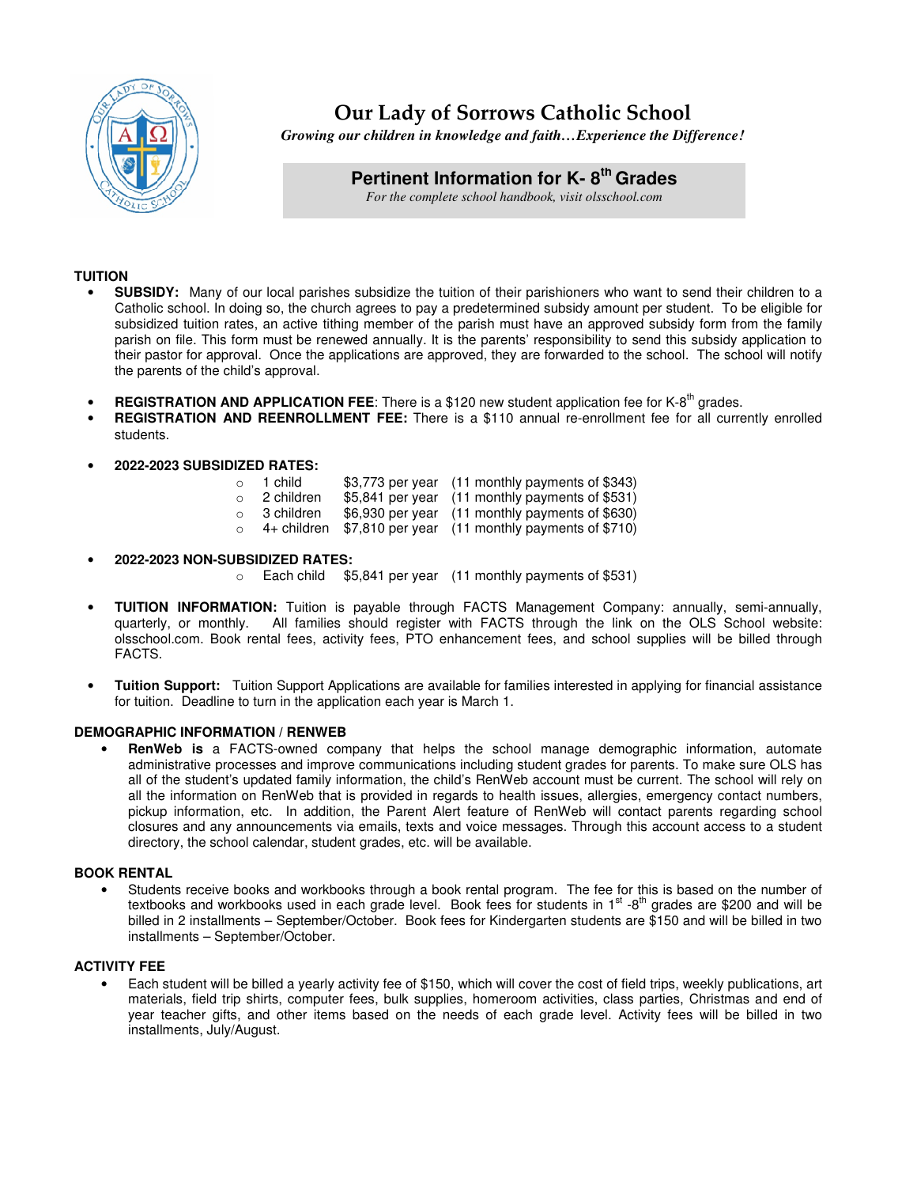# Our Lady of Sorrows Catholic School

*Growing our children in knowledge and faith…Experience the Difference!*

## Pertinent Information for K- 8th Grades

*For the complete school handbook, visit olsschool.com*

### TUITION

- **SUBSIDY:** Many of our local parishes subsidize the tuition of their parishioners who want to send their children to a Catholic school. In doing so, the church agrees to pay a predetermined subsidy amount per student. To be eligible for subsidized tuition rates, an active tithing member of the parish must have an approved subsidy form from the family parish on file. This form must be renewed annually. It is the parents' responsibility to send this subsidy application to their pastor for approval. Once the applications are approved, they are forwarded to the school. The school will notify the parents of the child's approval.

- **REGISTRATION AND APPLICATION FEE**: There is a $120 new student application fee for K-8th grades.
- **REGISTRATION AND REENROLLMENT FEE:** There is a $110 annual re-enrollment fee for all currently enrolled students.

- **2022-2023 SUBSIDIZED RATES:**
  - 1 child $3,773 per year (11 monthly payments of $343)
  - 2 children $5,841 per year (11 monthly payments of $531)
  - 3 children $6,930 per year (11 monthly payments of $630)
  - 4+ children $7,810 per year (11 monthly payments of $710)

- **2022-2023 NON-SUBSIDIZED RATES:**
  - Each child $5,841 per year (11 monthly payments of $531)

- **TUITION INFORMATION:** Tuition is payable through FACTS Management Company: annually, semi-annually, quarterly, or monthly. All families should register with FACTS through the link on the OLS School website: olsschool.com. Book rental fees, activity fees, PTO enhancement fees, and school supplies will be billed through FACTS.

- **Tuition Support:** Tuition Support Applications are available for families interested in applying for financial assistance for tuition. Deadline to turn in the application each year is March 1.

### DEMOGRAPHIC INFORMATION / RENWEB

- **RenWeb is** a FACTS-owned company that helps the school manage demographic information, automate administrative processes and improve communications including student grades for parents. To make sure OLS has all of the student's updated family information, the child's RenWeb account must be current. The school will rely on all the information on RenWeb that is provided in regards to health issues, allergies, emergency contact numbers, pickup information, etc. In addition, the Parent Alert feature of RenWeb will contact parents regarding school closures and any announcements via emails, texts and voice messages. Through this account access to a student directory, the school calendar, student grades, etc. will be available.

### BOOK RENTAL

- Students receive books and workbooks through a book rental program. The fee for this is based on the number of textbooks and workbooks used in each grade level. Book fees for students in 1st -8th grades are $200 and will be billed in 2 installments – September/October. Book fees for Kindergarten students are $150 and will be billed in two installments – September/October.

### ACTIVITY FEE

- Each student will be billed a yearly activity fee of $150, which will cover the cost of field trips, weekly publications, art materials, field trip shirts, computer fees, bulk supplies, homeroom activities, class parties, Christmas and end of year teacher gifts, and other items based on the needs of each grade level. Activity fees will be billed in two installments, July/August.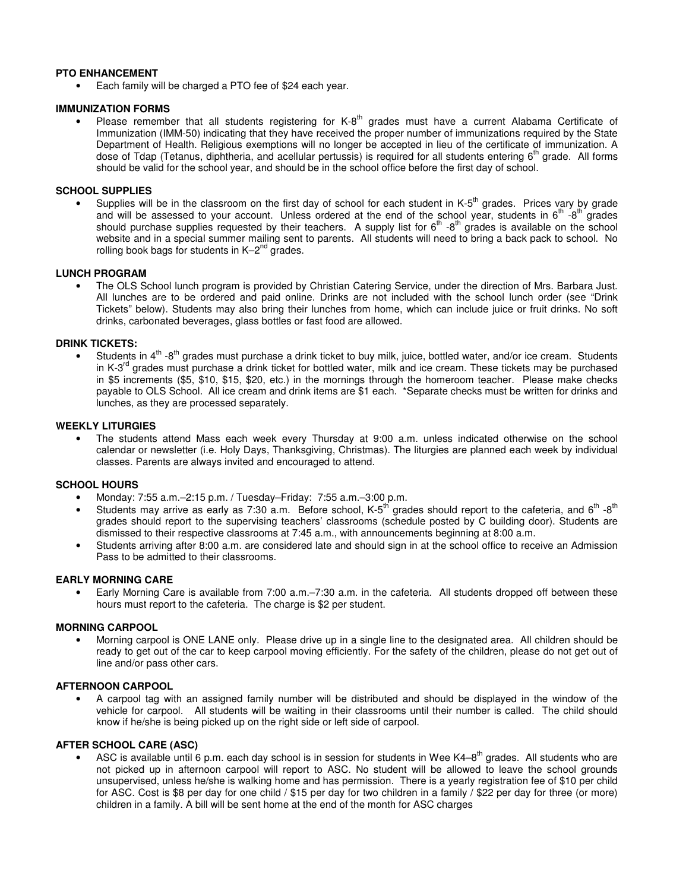**PTO ENHANCEMENT**

- Each family will be charged a PTO fee of $24 each year.

**IMMUNIZATION FORMS**

- Please remember that all students registering for K-8th grades must have a current Alabama Certificate of Immunization (IMM-50) indicating that they have received the proper number of immunizations required by the State Department of Health. Religious exemptions will no longer be accepted in lieu of the certificate of immunization. A dose of Tdap (Tetanus, diphtheria, and acellular pertussis) is required for all students entering 6th grade. All forms should be valid for the school year, and should be in the school office before the first day of school.

**SCHOOL SUPPLIES**

- Supplies will be in the classroom on the first day of school for each student in K-5th grades. Prices vary by grade and will be assessed to your account. Unless ordered at the end of the school year, students in 6th -8th grades should purchase supplies requested by their teachers. A supply list for 6th -8th grades is available on the school website and in a special summer mailing sent to parents. All students will need to bring a back pack to school. No rolling book bags for students in K–2nd grades.

**LUNCH PROGRAM**

- The OLS School lunch program is provided by Christian Catering Service, under the direction of Mrs. Barbara Just. All lunches are to be ordered and paid online. Drinks are not included with the school lunch order (see "Drink Tickets" below). Students may also bring their lunches from home, which can include juice or fruit drinks. No soft drinks, carbonated beverages, glass bottles or fast food are allowed.

**DRINK TICKETS:**

- Students in 4th -8th grades must purchase a drink ticket to buy milk, juice, bottled water, and/or ice cream. Students in K-3rd grades must purchase a drink ticket for bottled water, milk and ice cream. These tickets may be purchased in $5 increments ($5, $10, $15, $20, etc.) in the mornings through the homeroom teacher. Please make checks payable to OLS School. All ice cream and drink items are $1 each. *Separate checks must be written for drinks and lunches, as they are processed separately.

**WEEKLY LITURGIES**

- The students attend Mass each week every Thursday at 9:00 a.m. unless indicated otherwise on the school calendar or newsletter (i.e. Holy Days, Thanksgiving, Christmas). The liturgies are planned each week by individual classes. Parents are always invited and encouraged to attend.

**SCHOOL HOURS**

- Monday: 7:55 a.m.–2:15 p.m. / Tuesday–Friday: 7:55 a.m.–3:00 p.m.
- Students may arrive as early as 7:30 a.m. Before school, K-5th grades should report to the cafeteria, and 6th -8th grades should report to the supervising teachers' classrooms (schedule posted by C building door). Students are dismissed to their respective classrooms at 7:45 a.m., with announcements beginning at 8:00 a.m.
- Students arriving after 8:00 a.m. are considered late and should sign in at the school office to receive an Admission Pass to be admitted to their classrooms.

**EARLY MORNING CARE**

- Early Morning Care is available from 7:00 a.m.–7:30 a.m. in the cafeteria. All students dropped off between these hours must report to the cafeteria. The charge is $2 per student.

**MORNING CARPOOL**

- Morning carpool is ONE LANE only. Please drive up in a single line to the designated area. All children should be ready to get out of the car to keep carpool moving efficiently. For the safety of the children, please do not get out of line and/or pass other cars.

**AFTERNOON CARPOOL**

- A carpool tag with an assigned family number will be distributed and should be displayed in the window of the vehicle for carpool. All students will be waiting in their classrooms until their number is called. The child should know if he/she is being picked up on the right side or left side of carpool.

**AFTER SCHOOL CARE (ASC)**

- ASC is available until 6 p.m. each day school is in session for students in Wee K4–8th grades. All students who are not picked up in afternoon carpool will report to ASC. No student will be allowed to leave the school grounds unsupervised, unless he/she is walking home and has permission. There is a yearly registration fee of $10 per child for ASC. Cost is $8 per day for one child / $15 per day for two children in a family / $22 per day for three (or more) children in a family. A bill will be sent home at the end of the month for ASC charges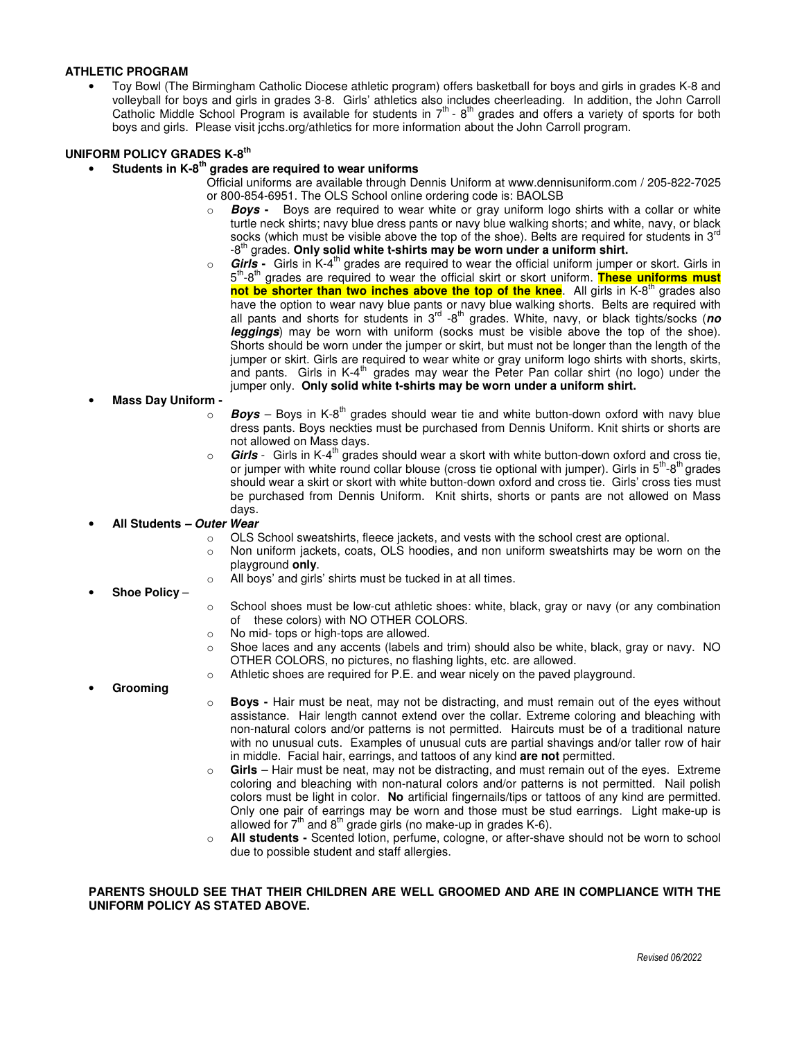**ATHLETIC PROGRAM**

- Toy Bowl (The Birmingham Catholic Diocese athletic program) offers basketball for boys and girls in grades K-8 and volleyball for boys and girls in grades 3-8. Girls' athletics also includes cheerleading. In addition, the John Carroll Catholic Middle School Program is available for students in 7th - 8th grades and offers a variety of sports for both boys and girls. Please visit jcchs.org/athletics for more information about the John Carroll program.

**UNIFORM POLICY GRADES K-8th**

- **Students in K-8th grades are required to wear uniforms**

  Official uniforms are available through Dennis Uniform at www.dennisuniform.com / 205-822-7025 or 800-854-6951. The OLS School online ordering code is: BAOLSB

  - ***Boys -*** Boys are required to wear white or gray uniform logo shirts with a collar or white turtle neck shirts; navy blue dress pants or navy blue walking shorts; and white, navy, or black socks (which must be visible above the top of the shoe). Belts are required for students in 3rd -8th grades. **Only solid white t-shirts may be worn under a uniform shirt.**
  - ***Girls -*** Girls in K-4th grades are required to wear the official uniform jumper or skort. Girls in 5th-8th grades are required to wear the official skirt or skort uniform. **These uniforms must not be shorter than two inches above the top of the knee**. All girls in K-8th grades also have the option to wear navy blue pants or navy blue walking shorts. Belts are required with all pants and shorts for students in 3rd -8th grades. White, navy, or black tights/socks (***no leggings***) may be worn with uniform (socks must be visible above the top of the shoe). Shorts should be worn under the jumper or skirt, but must not be longer than the length of the jumper or skirt. Girls are required to wear white or gray uniform logo shirts with shorts, skirts, and pants. Girls in K-4th grades may wear the Peter Pan collar shirt (no logo) under the jumper only. **Only solid white t-shirts may be worn under a uniform shirt.**

- **Mass Day Uniform -**
  - ***Boys*** – Boys in K-8th grades should wear tie and white button-down oxford with navy blue dress pants. Boys neckties must be purchased from Dennis Uniform. Knit shirts or shorts are not allowed on Mass days.
  - ***Girls*** - Girls in K-4th grades should wear a skort with white button-down oxford and cross tie, or jumper with white round collar blouse (cross tie optional with jumper). Girls in 5th-8th grades should wear a skirt or skort with white button-down oxford and cross tie. Girls' cross ties must be purchased from Dennis Uniform. Knit shirts, shorts or pants are not allowed on Mass days.

- **All Students – *Outer Wear***
  - OLS School sweatshirts, fleece jackets, and vests with the school crest are optional.
  - Non uniform jackets, coats, OLS hoodies, and non uniform sweatshirts may be worn on the playground **only**.
  - All boys' and girls' shirts must be tucked in at all times.

- **Shoe Policy** –
  - School shoes must be low-cut athletic shoes: white, black, gray or navy (or any combination of these colors) with NO OTHER COLORS.
  - No mid- tops or high-tops are allowed.
  - Shoe laces and any accents (labels and trim) should also be white, black, gray or navy. NO OTHER COLORS, no pictures, no flashing lights, etc. are allowed.
  - Athletic shoes are required for P.E. and wear nicely on the paved playground.

- **Grooming**
  - **Boys -** Hair must be neat, may not be distracting, and must remain out of the eyes without assistance. Hair length cannot extend over the collar. Extreme coloring and bleaching with non-natural colors and/or patterns is not permitted. Haircuts must be of a traditional nature with no unusual cuts. Examples of unusual cuts are partial shavings and/or taller row of hair in middle. Facial hair, earrings, and tattoos of any kind **are not** permitted.
  - **Girls** – Hair must be neat, may not be distracting, and must remain out of the eyes. Extreme coloring and bleaching with non-natural colors and/or patterns is not permitted. Nail polish colors must be light in color. **No** artificial fingernails/tips or tattoos of any kind are permitted. Only one pair of earrings may be worn and those must be stud earrings. Light make-up is allowed for 7th and 8th grade girls (no make-up in grades K-6).
  - **All students -** Scented lotion, perfume, cologne, or after-shave should not be worn to school due to possible student and staff allergies.

**PARENTS SHOULD SEE THAT THEIR CHILDREN ARE WELL GROOMED AND ARE IN COMPLIANCE WITH THE UNIFORM POLICY AS STATED ABOVE.**

*Revised 06/2022*